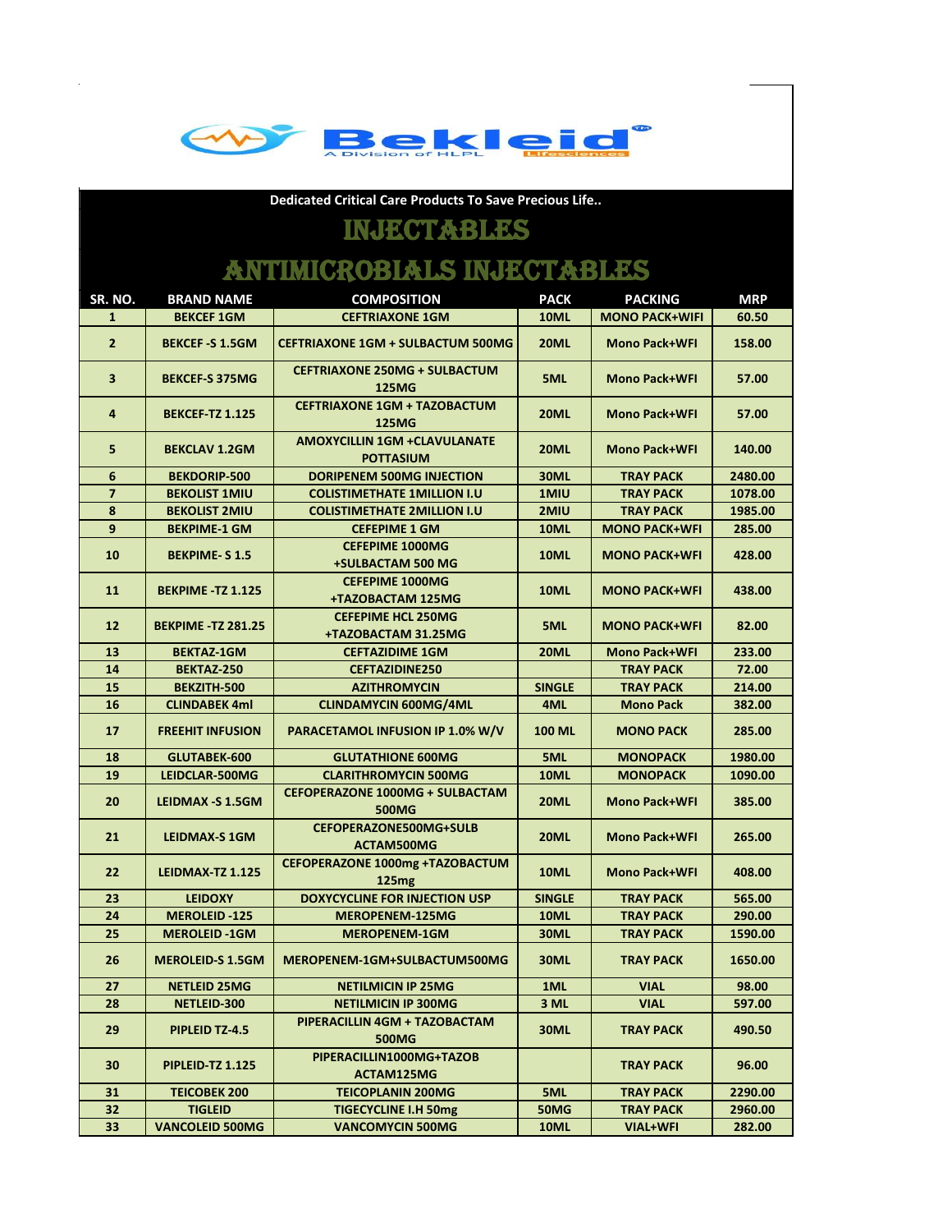Bekleid
A Division of HLPL Lifesciences

Dedicated Critical Care Products To Save Precious Life..

# INJECTABLES

## ANTIMICROBIALS INJECTABLES

| SR. NO. | BRAND NAME | COMPOSITION | PACK | PACKING | MRP |
|---|---|---|---|---|---|
| 1 | BEKCEF 1GM | CEFTRIAXONE 1GM | 10ML | MONO PACK+WIFI | 60.50 |
| 2 | BEKCEF -S 1.5GM | CEFTRIAXONE 1GM + SULBACTUM 500MG | 20ML | Mono Pack+WFI | 158.00 |
| 3 | BEKCEF-S 375MG | CEFTRIAXONE 250MG + SULBACTUM 125MG | 5ML | Mono Pack+WFI | 57.00 |
| 4 | BEKCEF-TZ 1.125 | CEFTRIAXONE 1GM + TAZOBACTUM 125MG | 20ML | Mono Pack+WFI | 57.00 |
| 5 | BEKCLAV 1.2GM | AMOXYCILLIN 1GM +CLAVULANATE POTTASIUM | 20ML | Mono Pack+WFI | 140.00 |
| 6 | BEKDORIP-500 | DORIPENEM 500MG INJECTION | 30ML | TRAY PACK | 2480.00 |
| 7 | BEKOLIST 1MIU | COLISTIMETHATE 1MILLION I.U | 1MIU | TRAY PACK | 1078.00 |
| 8 | BEKOLIST 2MIU | COLISTIMETHATE 2MILLION I.U | 2MIU | TRAY PACK | 1985.00 |
| 9 | BEKPIME-1 GM | CEFEPIME 1 GM | 10ML | MONO PACK+WFI | 285.00 |
| 10 | BEKPIME- S 1.5 | CEFEPIME 1000MG +SULBACTAM 500 MG | 10ML | MONO PACK+WFI | 428.00 |
| 11 | BEKPIME -TZ 1.125 | CEFEPIME 1000MG +TAZOBACTAM 125MG | 10ML | MONO PACK+WFI | 438.00 |
| 12 | BEKPIME -TZ 281.25 | CEFEPIME HCL 250MG +TAZOBACTAM 31.25MG | 5ML | MONO PACK+WFI | 82.00 |
| 13 | BEKTAZ-1GM | CEFTAZIDIME 1GM | 20ML | Mono Pack+WFI | 233.00 |
| 14 | BEKTAZ-250 | CEFTAZIDINE250 | | TRAY PACK | 72.00 |
| 15 | BEKZITH-500 | AZITHROMYCIN | SINGLE | TRAY PACK | 214.00 |
| 16 | CLINDABEK 4ml | CLINDAMYCIN 600MG/4ML | 4ML | Mono Pack | 382.00 |
| 17 | FREEHIT INFUSION | PARACETAMOL INFUSION IP 1.0% W/V | 100 ML | MONO PACK | 285.00 |
| 18 | GLUTABEK-600 | GLUTATHIONE 600MG | 5ML | MONOPACK | 1980.00 |
| 19 | LEIDCLAR-500MG | CLARITHROMYCIN 500MG | 10ML | MONOPACK | 1090.00 |
| 20 | LEIDMAX -S 1.5GM | CEFOPERAZONE 1000MG + SULBACTAM 500MG | 20ML | Mono Pack+WFI | 385.00 |
| 21 | LEIDMAX-S 1GM | CEFOPERAZONE500MG+SULBACTAM500MG | 20ML | Mono Pack+WFI | 265.00 |
| 22 | LEIDMAX-TZ 1.125 | CEFOPERAZONE 1000mg +TAZOBACTUM 125mg | 10ML | Mono Pack+WFI | 408.00 |
| 23 | LEIDOXY | DOXYCYCLINE FOR INJECTION USP | SINGLE | TRAY PACK | 565.00 |
| 24 | MEROLEID -125 | MEROPENEM-125MG | 10ML | TRAY PACK | 290.00 |
| 25 | MEROLEID -1GM | MEROPENEM-1GM | 30ML | TRAY PACK | 1590.00 |
| 26 | MEROLEID-S 1.5GM | MEROPENEM-1GM+SULBACTUM500MG | 30ML | TRAY PACK | 1650.00 |
| 27 | NETLEID 25MG | NETILMICIN IP 25MG | 1ML | VIAL | 98.00 |
| 28 | NETLEID-300 | NETILMICIN IP 300MG | 3 ML | VIAL | 597.00 |
| 29 | PIPLEID TZ-4.5 | PIPERACILLIN 4GM + TAZOBACTAM 500MG | 30ML | TRAY PACK | 490.50 |
| 30 | PIPLEID-TZ 1.125 | PIPERACILLIN1000MG+TAZOBACTAM125MG | | TRAY PACK | 96.00 |
| 31 | TEICOBEK 200 | TEICOPLANIN 200MG | 5ML | TRAY PACK | 2290.00 |
| 32 | TIGLEID | TIGECYCLINE I.H 50mg | 50MG | TRAY PACK | 2960.00 |
| 33 | VANCOLEID 500MG | VANCOMYCIN 500MG | 10ML | VIAL+WFI | 282.00 |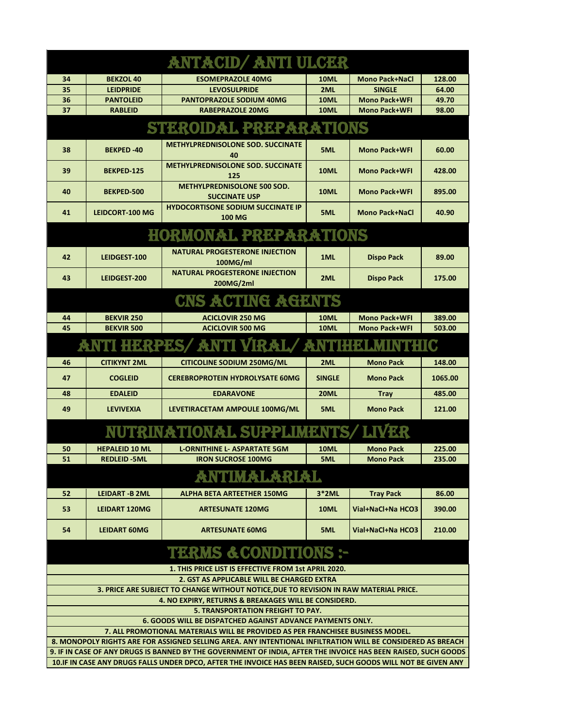## ANTACID/ ANTI ULCER

| | | | | | |
|---|---|---|---|---|---|
| 34 | BEKZOL 40 | ESOMEPRAZOLE 40MG | 10ML | Mono Pack+NaCl | 128.00 |
| 35 | LEIDPRIDE | LEVOSULPRIDE | 2ML | SINGLE | 64.00 |
| 36 | PANTOLEID | PANTOPRAZOLE SODIUM 40MG | 10ML | Mono Pack+WFI | 49.70 |
| 37 | RABLEID | RABEPRAZOLE 20MG | 10ML | Mono Pack+WFI | 98.00 |

## STEROIDAL PREPARATIONS

| | | | | | |
|---|---|---|---|---|---|
| 38 | BEKPED -40 | METHYLPREDNISOLONE SOD. SUCCINATE 40 | 5ML | Mono Pack+WFI | 60.00 |
| 39 | BEKPED-125 | METHYLPREDNISOLONE SOD. SUCCINATE 125 | 10ML | Mono Pack+WFI | 428.00 |
| 40 | BEKPED-500 | METHYLPREDNISOLONE 500 SOD. SUCCINATE USP | 10ML | Mono Pack+WFI | 895.00 |
| 41 | LEIDCORT-100 MG | HYDOCORTISONE SODIUM SUCCINATE IP 100 MG | 5ML | Mono Pack+NaCl | 40.90 |

## HORMONAL PREPARATIONS

| | | | | | |
|---|---|---|---|---|---|
| 42 | LEIDGEST-100 | NATURAL PROGESTERONE INJECTION 100MG/ml | 1ML | Dispo Pack | 89.00 |
| 43 | LEIDGEST-200 | NATURAL PROGESTERONE INJECTION 200MG/2ml | 2ML | Dispo Pack | 175.00 |

## CNS ACTING AGENTS

| | | | | | |
|---|---|---|---|---|---|
| 44 | BEKVIR 250 | ACICLOVIR 250 MG | 10ML | Mono Pack+WFI | 389.00 |
| 45 | BEKVIR 500 | ACICLOVIR 500 MG | 10ML | Mono Pack+WFI | 503.00 |

## ANTI HERPES/ ANTI VIRAL/ ANTIHELMINTHIC

| | | | | | |
|---|---|---|---|---|---|
| 46 | CITIKYNT 2ML | CITICOLINE SODIUM 250MG/ML | 2ML | Mono Pack | 148.00 |
| 47 | COGLEID | CEREBROPROTEIN HYDROLYSATE 60MG | SINGLE | Mono Pack | 1065.00 |
| 48 | EDALEID | EDARAVONE | 20ML | Tray | 485.00 |
| 49 | LEVIVEXIA | LEVETIRACETAM AMPOULE 100MG/ML | 5ML | Mono Pack | 121.00 |

## NUTRINATIONAL SUPPLIMENTS/ LIVER

| | | | | | |
|---|---|---|---|---|---|
| 50 | HEPALEID 10 ML | L-ORNITHINE L- ASPARTATE 5GM | 10ML | Mono Pack | 225.00 |
| 51 | REDLEID -5ML | IRON SUCROSE 100MG | 5ML | Mono Pack | 235.00 |

## ANTIMALARIAL

| | | | | | |
|---|---|---|---|---|---|
| 52 | LEIDART -B 2ML | ALPHA BETA ARTEETHER 150MG | 3*2ML | Tray Pack | 86.00 |
| 53 | LEIDART 120MG | ARTESUNATE 120MG | 10ML | Vial+NaCl+Na HCO3 | 390.00 |
| 54 | LEIDART 60MG | ARTESUNATE 60MG | 5ML | Vial+NaCl+Na HCO3 | 210.00 |

## TERMS &CONDITIONS :-

1. THIS PRICE LIST IS EFFECTIVE FROM 1st APRIL 2020.
2. GST AS APPLICABLE WILL BE CHARGED EXTRA
3. PRICE ARE SUBJECT TO CHANGE WITHOUT NOTICE,DUE TO REVISION IN RAW MATERIAL PRICE.
4. NO EXPIRY, RETURNS & BREAKAGES WILL BE CONSIDERD.
5. TRANSPORTATION FREIGHT TO PAY.
6. GOODS WILL BE DISPATCHED AGAINST ADVANCE PAYMENTS ONLY.
7. ALL PROMOTIONAL MATERIALS WILL BE PROVIDED AS PER FRANCHISEE BUSINESS MODEL.
8. MONOPOLY RIGHTS ARE FOR ASSIGNED SELLING AREA. ANY INTENTIONAL INFILTRATION WILL BE CONSIDERED AS BREACH
9. IF IN CASE OF ANY DRUGS IS BANNED BY THE GOVERNMENT OF INDIA, AFTER THE INVOICE HAS BEEN RAISED, SUCH GOODS
10.IF IN CASE ANY DRUGS FALLS UNDER DPCO, AFTER THE INVOICE HAS BEEN RAISED, SUCH GOODS WILL NOT BE GIVEN ANY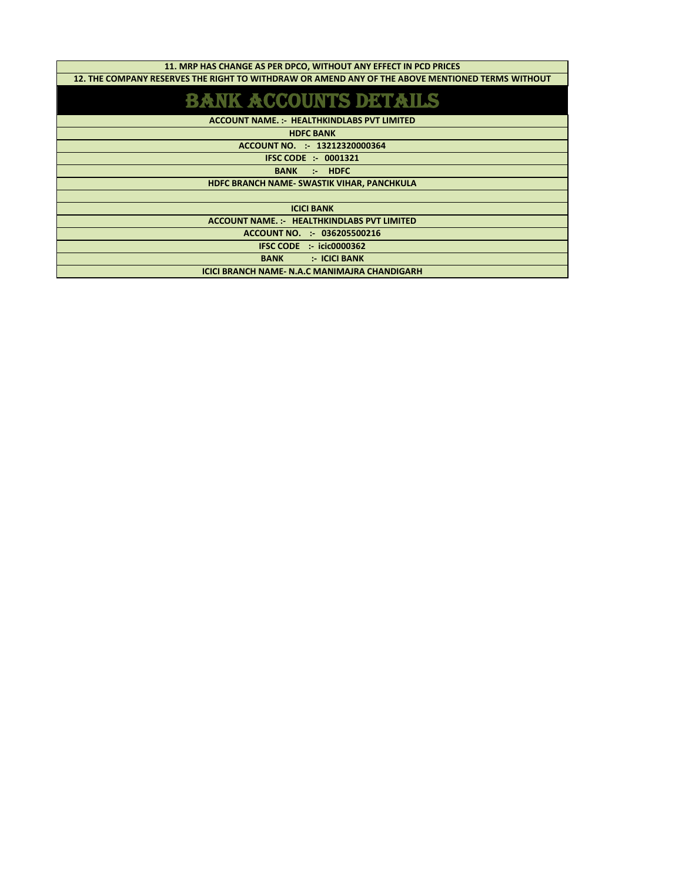11. MRP HAS CHANGE AS PER DPCO, WITHOUT ANY EFFECT IN PCD PRICES

12. THE COMPANY RESERVES THE RIGHT TO WITHDRAW OR AMEND ANY OF THE ABOVE MENTIONED TERMS WITHOUT

# BANK ACCOUNTS DETAILS

**ACCOUNT NAME. :- HEALTHKINDLABS PVT LIMITED**

**HDFC BANK**

**ACCOUNT NO. :- 13212320000364**

**IFSC CODE :- 0001321**

**BANK :- HDFC**

**HDFC BRANCH NAME- SWASTIK VIHAR, PANCHKULA**

**ICICI BANK**

**ACCOUNT NAME. :- HEALTHKINDLABS PVT LIMITED**

**ACCOUNT NO. :- 036205500216**

**IFSC CODE :- icic0000362**

**BANK :- ICICI BANK**

**ICICI BRANCH NAME- N.A.C MANIMAJRA CHANDIGARH**